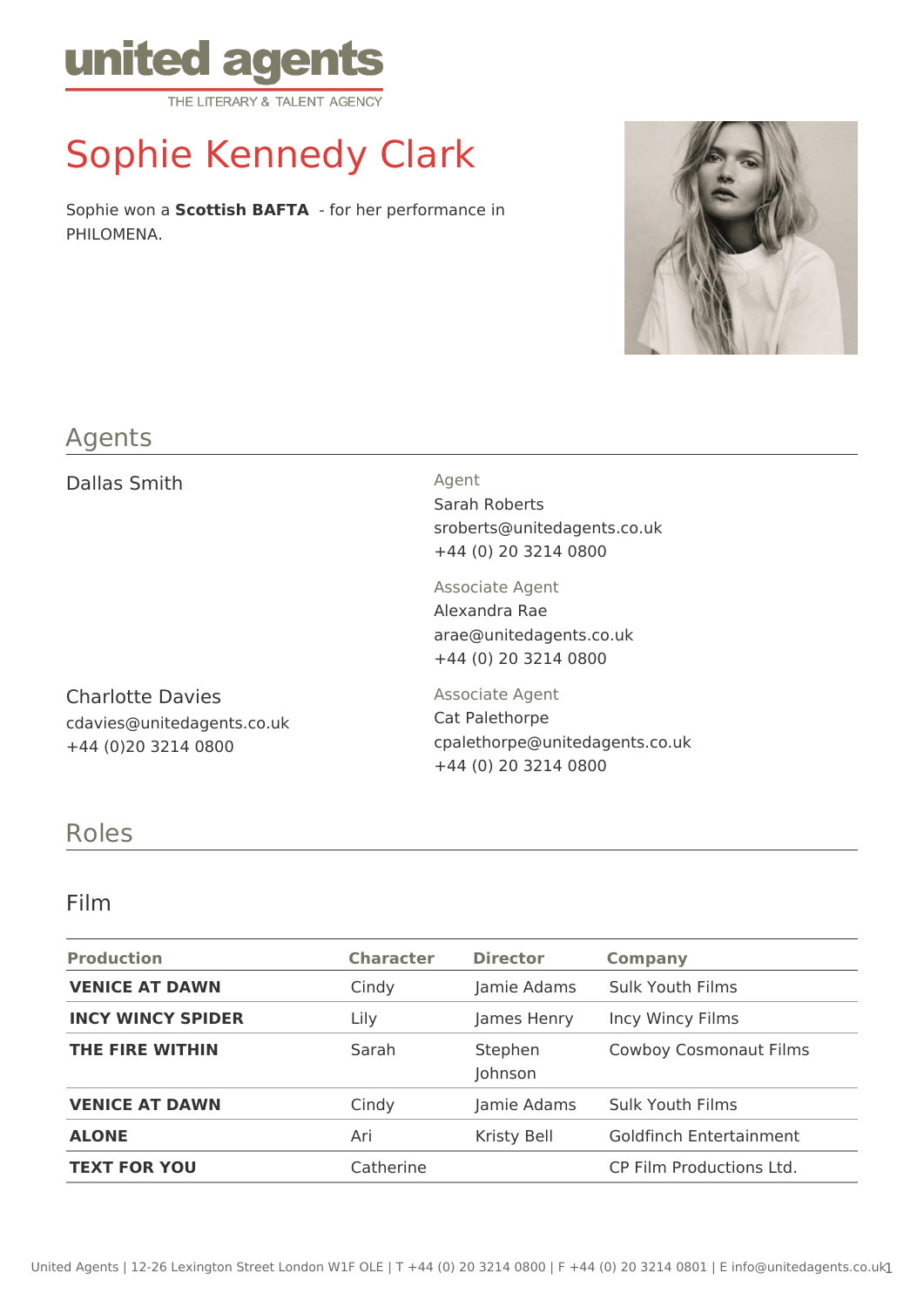united agents
THE LITERARY & TALENT AGENCY

# Sophie Kennedy Clark

Sophie won a **Scottish BAFTA** - for her performance in PHILOMENA.

## Agents

Dallas Smith

Agent
Sarah Roberts
sroberts@unitedagents.co.uk
+44 (0) 20 3214 0800

Associate Agent
Alexandra Rae
arae@unitedagents.co.uk
+44 (0) 20 3214 0800

Charlotte Davies
cdavies@unitedagents.co.uk
+44 (0)20 3214 0800

Associate Agent
Cat Palethorpe
cpalethorpe@unitedagents.co.uk
+44 (0) 20 3214 0800

## Roles

### Film

| Production | Character | Director | Company |
|---|---|---|---|
| **VENICE AT DAWN** | Cindy | Jamie Adams | Sulk Youth Films |
| **INCY WINCY SPIDER** | Lily | James Henry | Incy Wincy Films |
| **THE FIRE WITHIN** | Sarah | Stephen Johnson | Cowboy Cosmonaut Films |
| **VENICE AT DAWN** | Cindy | Jamie Adams | Sulk Youth Films |
| **ALONE** | Ari | Kristy Bell | Goldfinch Entertainment |
| **TEXT FOR YOU** | Catherine | | CP Film Productions Ltd. |

United Agents | 12-26 Lexington Street London W1F OLE | T +44 (0) 20 3214 0800 | F +44 (0) 20 3214 0801 | E info@unitedagents.co.uk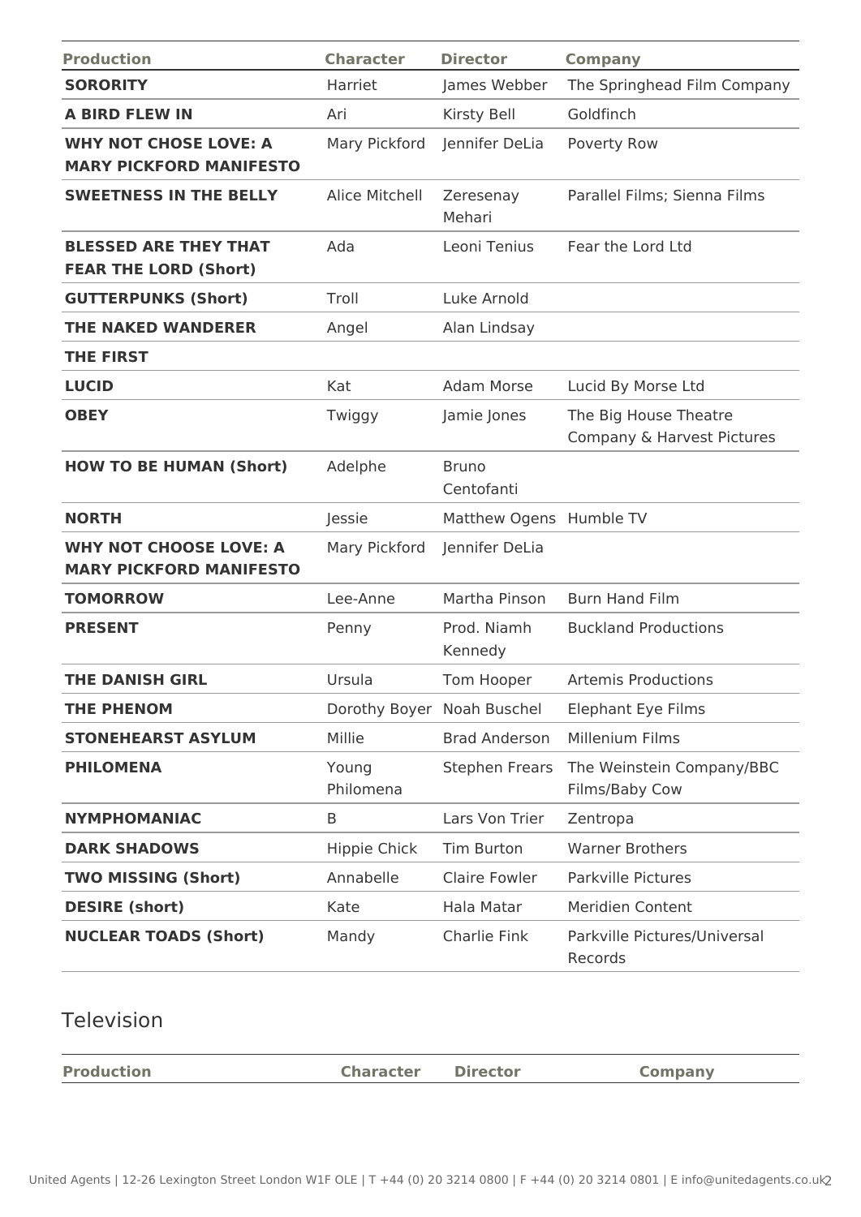| Production | Character | Director | Company |
|---|---|---|---|
| **SORORITY** | Harriet | James Webber | The Springhead Film Company |
| **A BIRD FLEW IN** | Ari | Kirsty Bell | Goldfinch |
| **WHY NOT CHOSE LOVE: A MARY PICKFORD MANIFESTO** | Mary Pickford | Jennifer DeLia | Poverty Row |
| **SWEETNESS IN THE BELLY** | Alice Mitchell | Zeresenay Mehari | Parallel Films; Sienna Films |
| **BLESSED ARE THEY THAT FEAR THE LORD (Short)** | Ada | Leoni Tenius | Fear the Lord Ltd |
| **GUTTERPUNKS (Short)** | Troll | Luke Arnold | |
| **THE NAKED WANDERER** | Angel | Alan Lindsay | |
| **THE FIRST** | | | |
| **LUCID** | Kat | Adam Morse | Lucid By Morse Ltd |
| **OBEY** | Twiggy | Jamie Jones | The Big House Theatre Company & Harvest Pictures |
| **HOW TO BE HUMAN (Short)** | Adelphe | Bruno Centofanti | |
| **NORTH** | Jessie | Matthew Ogens | Humble TV |
| **WHY NOT CHOOSE LOVE: A MARY PICKFORD MANIFESTO** | Mary Pickford | Jennifer DeLia | |
| **TOMORROW** | Lee-Anne | Martha Pinson | Burn Hand Film |
| **PRESENT** | Penny | Prod. Niamh Kennedy | Buckland Productions |
| **THE DANISH GIRL** | Ursula | Tom Hooper | Artemis Productions |
| **THE PHENOM** | Dorothy Boyer | Noah Buschel | Elephant Eye Films |
| **STONEHEARST ASYLUM** | Millie | Brad Anderson | Millenium Films |
| **PHILOMENA** | Young Philomena | Stephen Frears | The Weinstein Company/BBC Films/Baby Cow |
| **NYMPHOMANIAC** | B | Lars Von Trier | Zentropa |
| **DARK SHADOWS** | Hippie Chick | Tim Burton | Warner Brothers |
| **TWO MISSING (Short)** | Annabelle | Claire Fowler | Parkville Pictures |
| **DESIRE (short)** | Kate | Hala Matar | Meridien Content |
| **NUCLEAR TOADS (Short)** | Mandy | Charlie Fink | Parkville Pictures/Universal Records |

## Television

| Production | Character | Director | Company |
|---|---|---|---|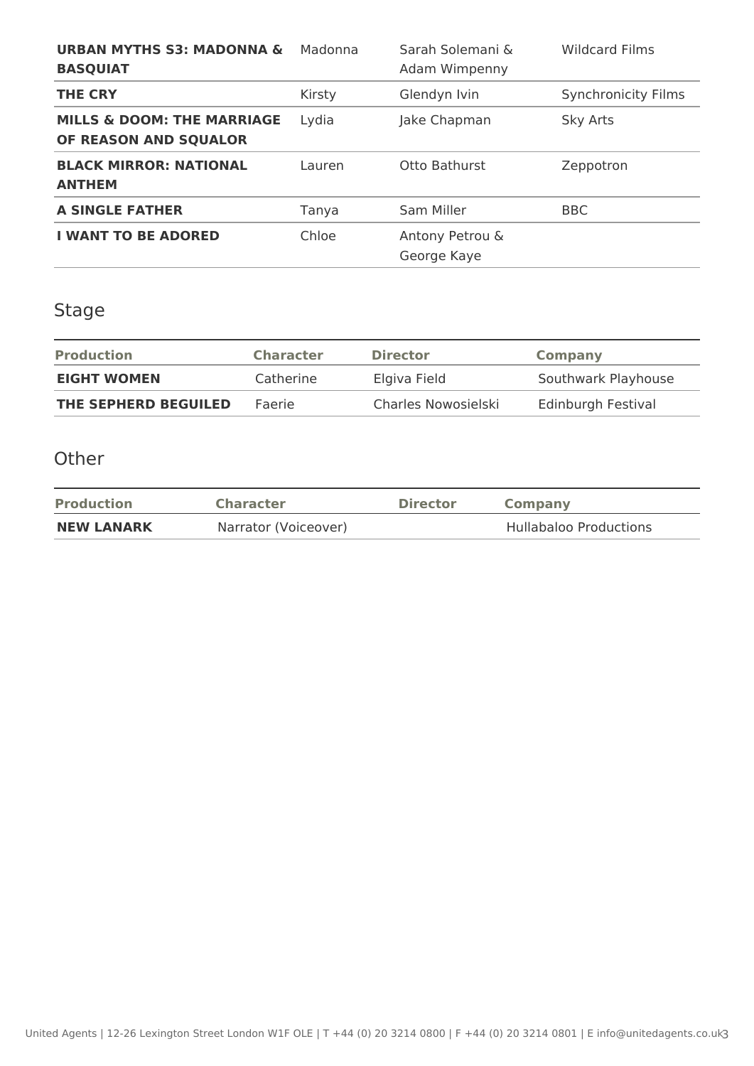| | | | |
|---|---|---|---|
| **URBAN MYTHS S3: MADONNA & BASQUIAT** | Madonna | Sarah Solemani & Adam Wimpenny | Wildcard Films |
| **THE CRY** | Kirsty | Glendyn Ivin | Synchronicity Films |
| **MILLS & DOOM: THE MARRIAGE OF REASON AND SQUALOR** | Lydia | Jake Chapman | Sky Arts |
| **BLACK MIRROR: NATIONAL ANTHEM** | Lauren | Otto Bathurst | Zeppotron |
| **A SINGLE FATHER** | Tanya | Sam Miller | BBC |
| **I WANT TO BE ADORED** | Chloe | Antony Petrou & George Kaye | |

## Stage

| Production | Character | Director | Company |
|---|---|---|---|
| **EIGHT WOMEN** | Catherine | Elgiva Field | Southwark Playhouse |
| **THE SEPHERD BEGUILED** | Faerie | Charles Nowosielski | Edinburgh Festival |

## Other

| Production | Character | Director | Company |
|---|---|---|---|
| **NEW LANARK** | Narrator (Voiceover) | | Hullabaloo Productions |